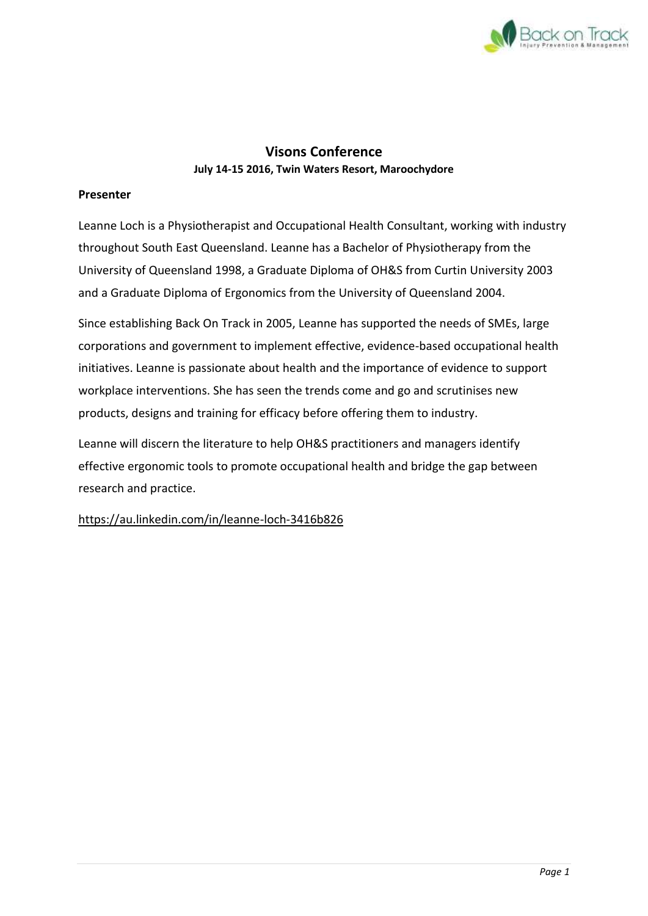# Visons Conference

**July 14-15 2016, Twin Waters Resort, Maroochydore**

## Presenter

Leanne Loch is a Physiotherapist and Occupational Health Consultant, working with industry throughout South East Queensland. Leanne has a Bachelor of Physiotherapy from the University of Queensland 1998, a Graduate Diploma of OH&S from Curtin University 2003 and a Graduate Diploma of Ergonomics from the University of Queensland 2004.

Since establishing Back On Track in 2005, Leanne has supported the needs of SMEs, large corporations and government to implement effective, evidence-based occupational health initiatives. Leanne is passionate about health and the importance of evidence to support workplace interventions. She has seen the trends come and go and scrutinises new products, designs and training for efficacy before offering them to industry.

Leanne will discern the literature to help OH&S practitioners and managers identify effective ergonomic tools to promote occupational health and bridge the gap between research and practice.

https://au.linkedin.com/in/leanne-loch-3416b826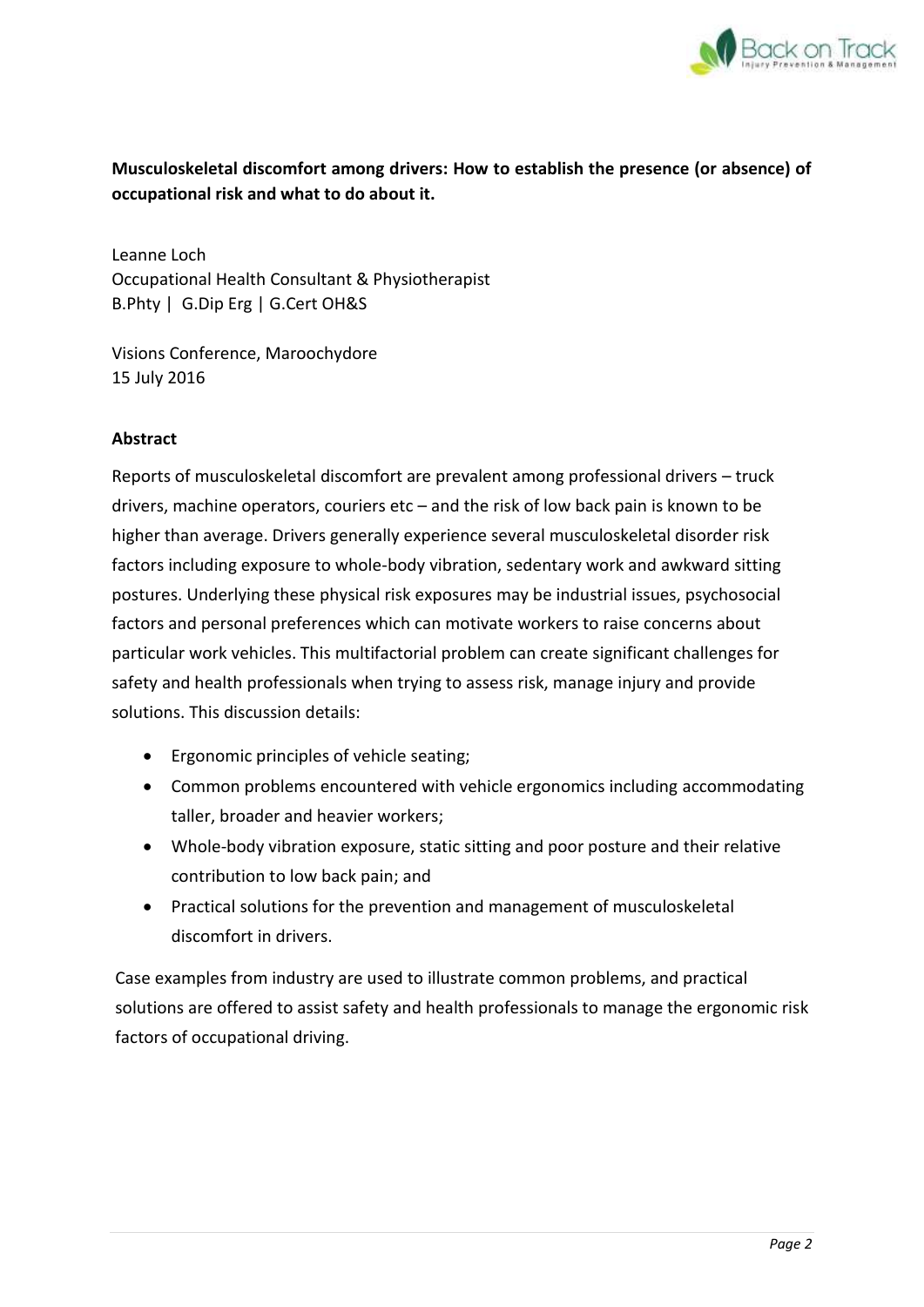**Musculoskeletal discomfort among drivers: How to establish the presence (or absence) of occupational risk and what to do about it.**

Leanne Loch
Occupational Health Consultant & Physiotherapist
B.Phty | G.Dip Erg | G.Cert OH&S

Visions Conference, Maroochydore
15 July 2016

**Abstract**

Reports of musculoskeletal discomfort are prevalent among professional drivers – truck drivers, machine operators, couriers etc – and the risk of low back pain is known to be higher than average. Drivers generally experience several musculoskeletal disorder risk factors including exposure to whole-body vibration, sedentary work and awkward sitting postures. Underlying these physical risk exposures may be industrial issues, psychosocial factors and personal preferences which can motivate workers to raise concerns about particular work vehicles. This multifactorial problem can create significant challenges for safety and health professionals when trying to assess risk, manage injury and provide solutions. This discussion details:

- Ergonomic principles of vehicle seating;
- Common problems encountered with vehicle ergonomics including accommodating taller, broader and heavier workers;
- Whole-body vibration exposure, static sitting and poor posture and their relative contribution to low back pain; and
- Practical solutions for the prevention and management of musculoskeletal discomfort in drivers.

Case examples from industry are used to illustrate common problems, and practical solutions are offered to assist safety and health professionals to manage the ergonomic risk factors of occupational driving.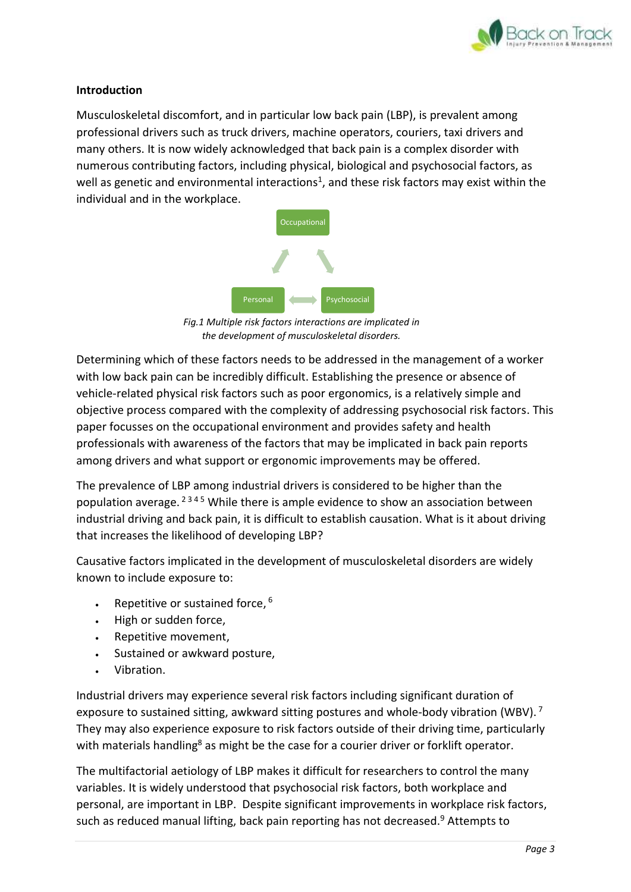## Introduction

Musculoskeletal discomfort, and in particular low back pain (LBP), is prevalent among professional drivers such as truck drivers, machine operators, couriers, taxi drivers and many others. It is now widely acknowledged that back pain is a complex disorder with numerous contributing factors, including physical, biological and psychosocial factors, as well as genetic and environmental interactions[1], and these risk factors may exist within the individual and in the workplace.

Occupational

Personal     Psychosocial

*Fig.1 Multiple risk factors interactions are implicated in the development of musculoskeletal disorders.*

Determining which of these factors needs to be addressed in the management of a worker with low back pain can be incredibly difficult. Establishing the presence or absence of vehicle-related physical risk factors such as poor ergonomics, is a relatively simple and objective process compared with the complexity of addressing psychosocial risk factors. This paper focusses on the occupational environment and provides safety and health professionals with awareness of the factors that may be implicated in back pain reports among drivers and what support or ergonomic improvements may be offered.

The prevalence of LBP among industrial drivers is considered to be higher than the population average. [2 3 4 5] While there is ample evidence to show an association between industrial driving and back pain, it is difficult to establish causation. What is it about driving that increases the likelihood of developing LBP?

Causative factors implicated in the development of musculoskeletal disorders are widely known to include exposure to:

- Repetitive or sustained force, [6]
- High or sudden force,
- Repetitive movement,
- Sustained or awkward posture,
- Vibration.

Industrial drivers may experience several risk factors including significant duration of exposure to sustained sitting, awkward sitting postures and whole-body vibration (WBV). [7] They may also experience exposure to risk factors outside of their driving time, particularly with materials handling[8] as might be the case for a courier driver or forklift operator.

The multifactorial aetiology of LBP makes it difficult for researchers to control the many variables. It is widely understood that psychosocial risk factors, both workplace and personal, are important in LBP. Despite significant improvements in workplace risk factors, such as reduced manual lifting, back pain reporting has not decreased.[9] Attempts to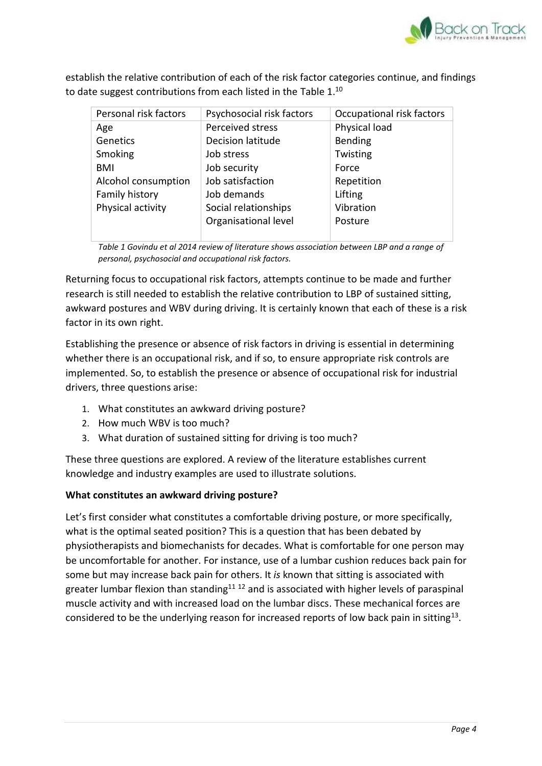establish the relative contribution of each of the risk factor categories continue, and findings to date suggest contributions from each listed in the Table 1.[10]

| Personal risk factors | Psychosocial risk factors | Occupational risk factors |
|---|---|---|
| Age | Perceived stress | Physical load |
| Genetics | Decision latitude | Bending |
| Smoking | Job stress | Twisting |
| BMI | Job security | Force |
| Alcohol consumption | Job satisfaction | Repetition |
| Family history | Job demands | Lifting |
| Physical activity | Social relationships | Vibration |
| | Organisational level | Posture |

*Table 1 Govindu et al 2014 review of literature shows association between LBP and a range of personal, psychosocial and occupational risk factors.*

Returning focus to occupational risk factors, attempts continue to be made and further research is still needed to establish the relative contribution to LBP of sustained sitting, awkward postures and WBV during driving. It is certainly known that each of these is a risk factor in its own right.

Establishing the presence or absence of risk factors in driving is essential in determining whether there is an occupational risk, and if so, to ensure appropriate risk controls are implemented. So, to establish the presence or absence of occupational risk for industrial drivers, three questions arise:

1. What constitutes an awkward driving posture?
2. How much WBV is too much?
3. What duration of sustained sitting for driving is too much?

These three questions are explored. A review of the literature establishes current knowledge and industry examples are used to illustrate solutions.

**What constitutes an awkward driving posture?**

Let's first consider what constitutes a comfortable driving posture, or more specifically, what is the optimal seated position? This is a question that has been debated by physiotherapists and biomechanists for decades. What is comfortable for one person may be uncomfortable for another. For instance, use of a lumbar cushion reduces back pain for some but may increase back pain for others. It *is* known that sitting is associated with greater lumbar flexion than standing[11] [12] and is associated with higher levels of paraspinal muscle activity and with increased load on the lumbar discs. These mechanical forces are considered to be the underlying reason for increased reports of low back pain in sitting[13].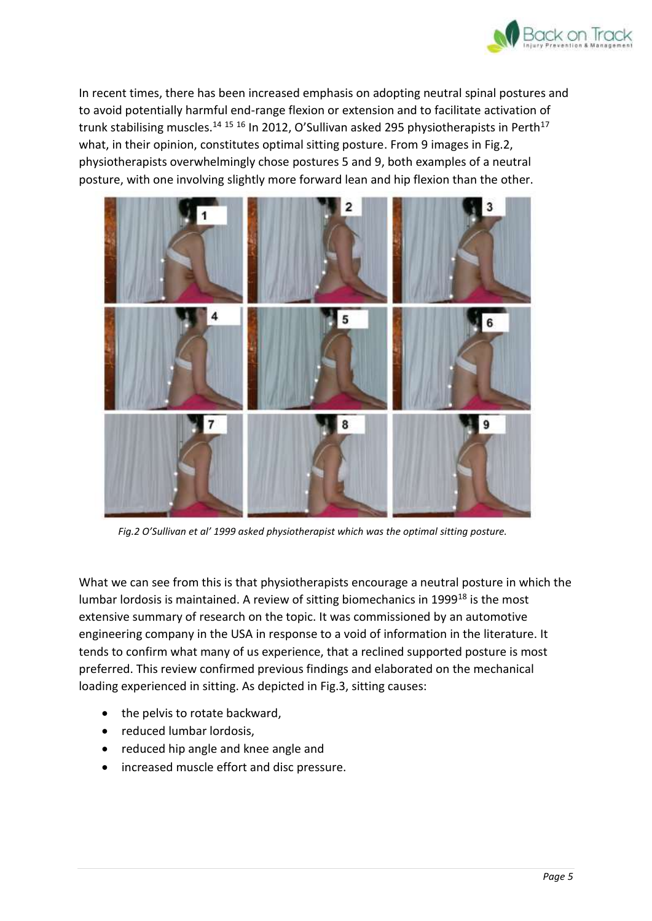In recent times, there has been increased emphasis on adopting neutral spinal postures and to avoid potentially harmful end-range flexion or extension and to facilitate activation of trunk stabilising muscles.[14 15 16] In 2012, O'Sullivan asked 295 physiotherapists in Perth[17] what, in their opinion, constitutes optimal sitting posture. From 9 images in Fig.2, physiotherapists overwhelmingly chose postures 5 and 9, both examples of a neutral posture, with one involving slightly more forward lean and hip flexion than the other.

*Fig.2 O'Sullivan et al' 1999 asked physiotherapist which was the optimal sitting posture.*

What we can see from this is that physiotherapists encourage a neutral posture in which the lumbar lordosis is maintained. A review of sitting biomechanics in 1999[18] is the most extensive summary of research on the topic. It was commissioned by an automotive engineering company in the USA in response to a void of information in the literature. It tends to confirm what many of us experience, that a reclined supported posture is most preferred. This review confirmed previous findings and elaborated on the mechanical loading experienced in sitting. As depicted in Fig.3, sitting causes:

- the pelvis to rotate backward,
- reduced lumbar lordosis,
- reduced hip angle and knee angle and
- increased muscle effort and disc pressure.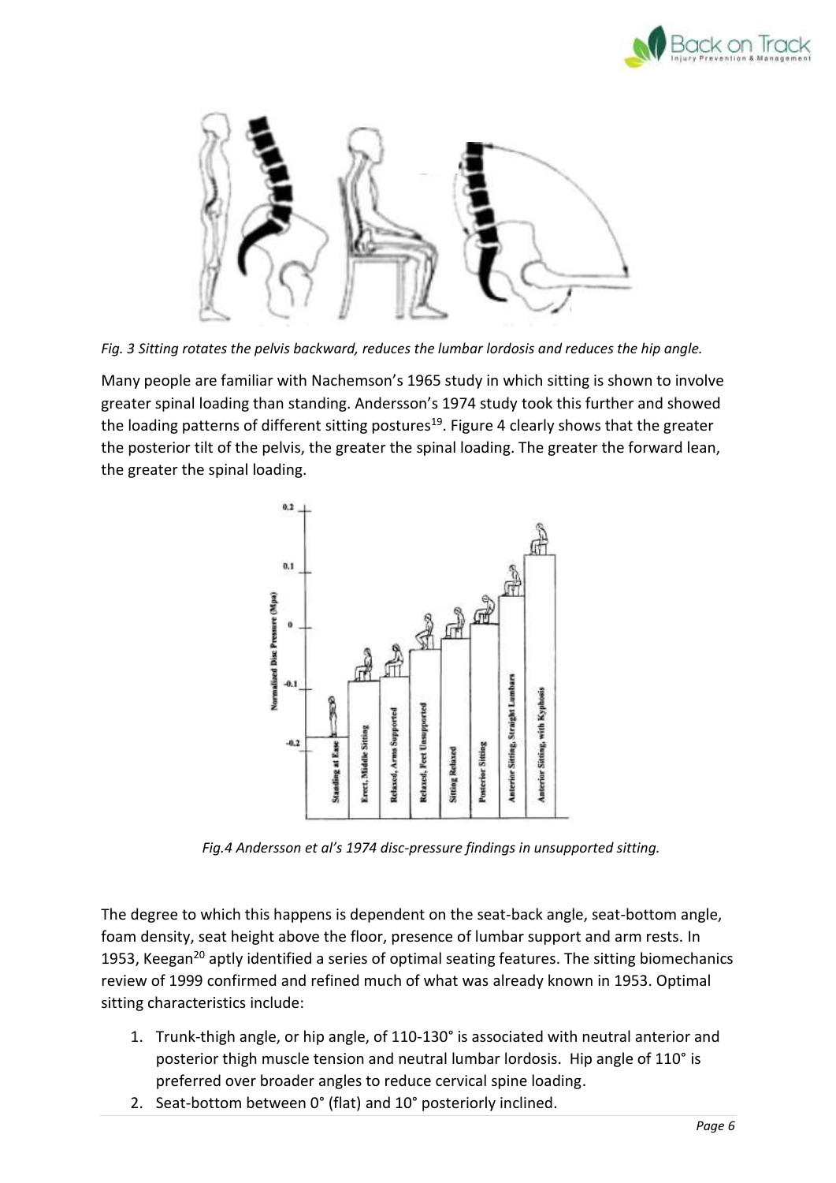*Fig. 3 Sitting rotates the pelvis backward, reduces the lumbar lordosis and reduces the hip angle.*

Many people are familiar with Nachemson's 1965 study in which sitting is shown to involve greater spinal loading than standing. Andersson's 1974 study took this further and showed the loading patterns of different sitting postures[19]. Figure 4 clearly shows that the greater the posterior tilt of the pelvis, the greater the spinal loading. The greater the forward lean, the greater the spinal loading.

*Fig.4 Andersson et al's 1974 disc-pressure findings in unsupported sitting.*

The degree to which this happens is dependent on the seat-back angle, seat-bottom angle, foam density, seat height above the floor, presence of lumbar support and arm rests. In 1953, Keegan[20] aptly identified a series of optimal seating features. The sitting biomechanics review of 1999 confirmed and refined much of what was already known in 1953. Optimal sitting characteristics include:

1. Trunk-thigh angle, or hip angle, of 110-130° is associated with neutral anterior and posterior thigh muscle tension and neutral lumbar lordosis. Hip angle of 110° is preferred over broader angles to reduce cervical spine loading.
2. Seat-bottom between 0° (flat) and 10° posteriorly inclined.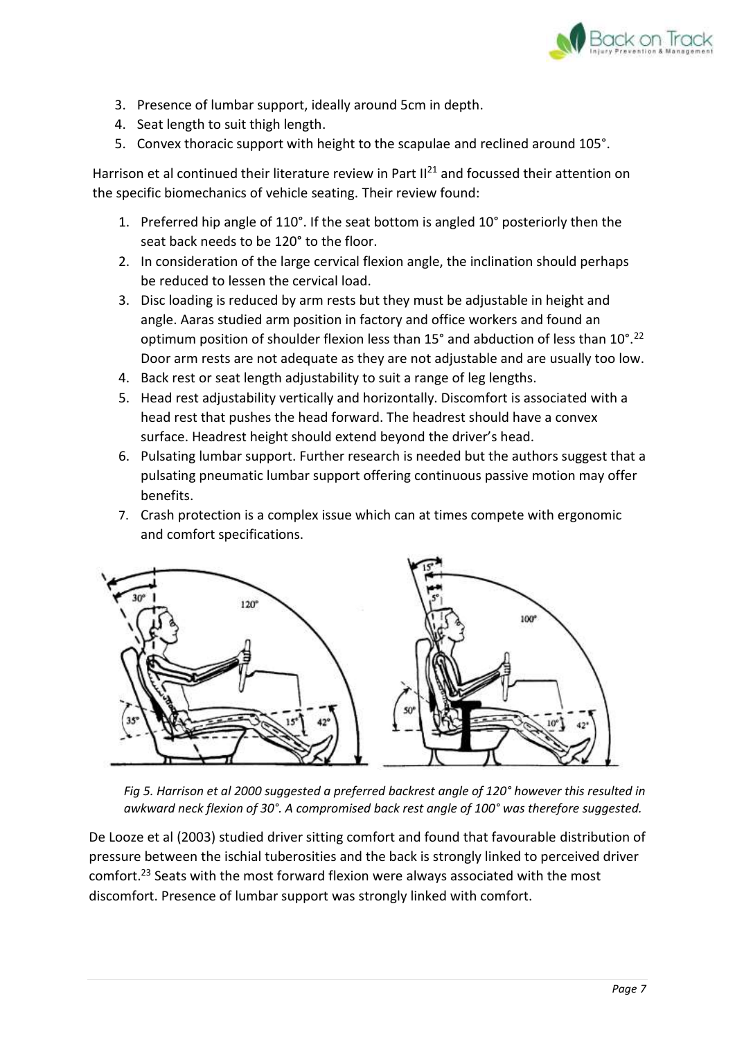3. Presence of lumbar support, ideally around 5cm in depth.
4. Seat length to suit thigh length.
5. Convex thoracic support with height to the scapulae and reclined around 105°.

Harrison et al continued their literature review in Part II[21] and focussed their attention on the specific biomechanics of vehicle seating. Their review found:

1. Preferred hip angle of 110°. If the seat bottom is angled 10° posteriorly then the seat back needs to be 120° to the floor.
2. In consideration of the large cervical flexion angle, the inclination should perhaps be reduced to lessen the cervical load.
3. Disc loading is reduced by arm rests but they must be adjustable in height and angle. Aaras studied arm position in factory and office workers and found an optimum position of shoulder flexion less than 15° and abduction of less than 10°.[22] Door arm rests are not adequate as they are not adjustable and are usually too low.
4. Back rest or seat length adjustability to suit a range of leg lengths.
5. Head rest adjustability vertically and horizontally. Discomfort is associated with a head rest that pushes the head forward. The headrest should have a convex surface. Headrest height should extend beyond the driver's head.
6. Pulsating lumbar support. Further research is needed but the authors suggest that a pulsating pneumatic lumbar support offering continuous passive motion may offer benefits.
7. Crash protection is a complex issue which can at times compete with ergonomic and comfort specifications.

*Fig 5. Harrison et al 2000 suggested a preferred backrest angle of 120° however this resulted in awkward neck flexion of 30°. A compromised back rest angle of 100° was therefore suggested.*

De Looze et al (2003) studied driver sitting comfort and found that favourable distribution of pressure between the ischial tuberosities and the back is strongly linked to perceived driver comfort.[23] Seats with the most forward flexion were always associated with the most discomfort. Presence of lumbar support was strongly linked with comfort.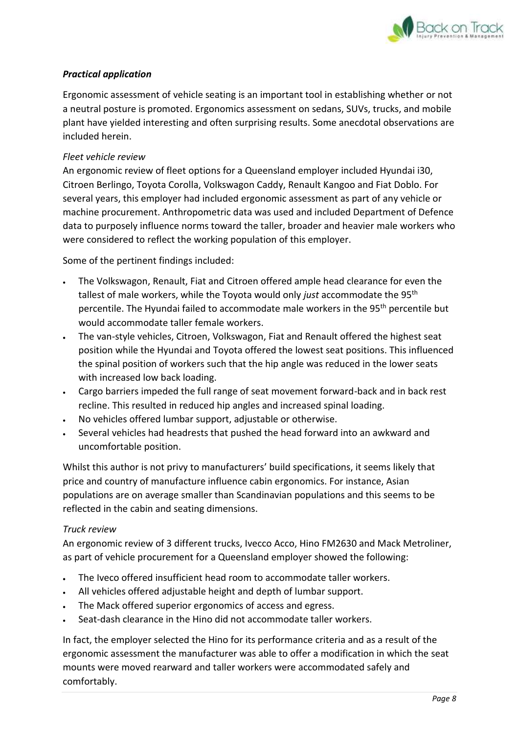***Practical application***

Ergonomic assessment of vehicle seating is an important tool in establishing whether or not a neutral posture is promoted. Ergonomics assessment on sedans, SUVs, trucks, and mobile plant have yielded interesting and often surprising results. Some anecdotal observations are included herein.

*Fleet vehicle review*

An ergonomic review of fleet options for a Queensland employer included Hyundai i30, Citroen Berlingo, Toyota Corolla, Volkswagon Caddy, Renault Kangoo and Fiat Doblo. For several years, this employer had included ergonomic assessment as part of any vehicle or machine procurement. Anthropometric data was used and included Department of Defence data to purposely influence norms toward the taller, broader and heavier male workers who were considered to reflect the working population of this employer.

Some of the pertinent findings included:

- The Volkswagon, Renault, Fiat and Citroen offered ample head clearance for even the tallest of male workers, while the Toyota would only *just* accommodate the 95th percentile. The Hyundai failed to accommodate male workers in the 95th percentile but would accommodate taller female workers.
- The van-style vehicles, Citroen, Volkswagon, Fiat and Renault offered the highest seat position while the Hyundai and Toyota offered the lowest seat positions. This influenced the spinal position of workers such that the hip angle was reduced in the lower seats with increased low back loading.
- Cargo barriers impeded the full range of seat movement forward-back and in back rest recline. This resulted in reduced hip angles and increased spinal loading.
- No vehicles offered lumbar support, adjustable or otherwise.
- Several vehicles had headrests that pushed the head forward into an awkward and uncomfortable position.

Whilst this author is not privy to manufacturers' build specifications, it seems likely that price and country of manufacture influence cabin ergonomics. For instance, Asian populations are on average smaller than Scandinavian populations and this seems to be reflected in the cabin and seating dimensions.

*Truck review*

An ergonomic review of 3 different trucks, Ivecco Acco, Hino FM2630 and Mack Metroliner, as part of vehicle procurement for a Queensland employer showed the following:

- The Iveco offered insufficient head room to accommodate taller workers.
- All vehicles offered adjustable height and depth of lumbar support.
- The Mack offered superior ergonomics of access and egress.
- Seat-dash clearance in the Hino did not accommodate taller workers.

In fact, the employer selected the Hino for its performance criteria and as a result of the ergonomic assessment the manufacturer was able to offer a modification in which the seat mounts were moved rearward and taller workers were accommodated safely and comfortably.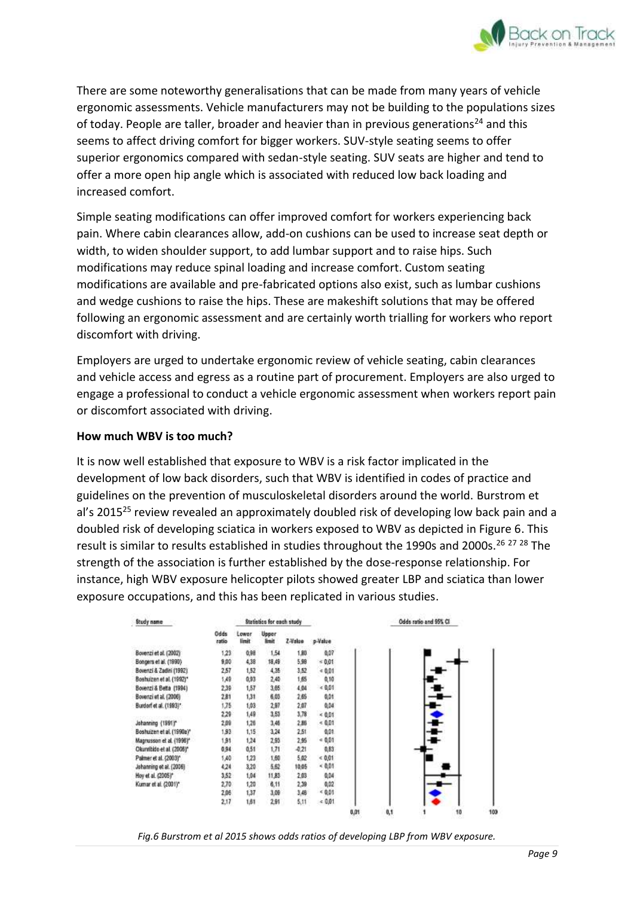There are some noteworthy generalisations that can be made from many years of vehicle ergonomic assessments. Vehicle manufacturers may not be building to the populations sizes of today. People are taller, broader and heavier than in previous generations[24] and this seems to affect driving comfort for bigger workers. SUV-style seating seems to offer superior ergonomics compared with sedan-style seating. SUV seats are higher and tend to offer a more open hip angle which is associated with reduced low back loading and increased comfort.

Simple seating modifications can offer improved comfort for workers experiencing back pain. Where cabin clearances allow, add-on cushions can be used to increase seat depth or width, to widen shoulder support, to add lumbar support and to raise hips. Such modifications may reduce spinal loading and increase comfort. Custom seating modifications are available and pre-fabricated options also exist, such as lumbar cushions and wedge cushions to raise the hips. These are makeshift solutions that may be offered following an ergonomic assessment and are certainly worth trialling for workers who report discomfort with driving.

Employers are urged to undertake ergonomic review of vehicle seating, cabin clearances and vehicle access and egress as a routine part of procurement. Employers are also urged to engage a professional to conduct a vehicle ergonomic assessment when workers report pain or discomfort associated with driving.

**How much WBV is too much?**

It is now well established that exposure to WBV is a risk factor implicated in the development of low back disorders, such that WBV is identified in codes of practice and guidelines on the prevention of musculoskeletal disorders around the world. Burstrom et al's 2015[25] review revealed an approximately doubled risk of developing low back pain and a doubled risk of developing sciatica in workers exposed to WBV as depicted in Figure 6. This result is similar to results established in studies throughout the 1990s and 2000s.[26 27 28] The strength of the association is further established by the dose-response relationship. For instance, high WBV exposure helicopter pilots showed greater LBP and sciatica than lower exposure occupations, and this has been replicated in various studies.

| Study name | Odds ratio | Lower limit | Upper limit | Z-Value | p-Value |
|---|---|---|---|---|---|
| Bovenzi et al. (2002) | 1,23 | 0,98 | 1,54 | 1,80 | 0,07 |
| Bongers et al. (1990) | 9,00 | 4,38 | 18,49 | 5,98 | < 0,01 |
| Bovenzi & Zadini (1992) | 2,57 | 1,52 | 4,35 | 3,52 | < 0,01 |
| Boshuizen et al. (1992)* | 1,49 | 0,93 | 2,40 | 1,65 | 0,10 |
| Bovenzi & Betta (1994) | 2,39 | 1,57 | 3,65 | 4,04 | < 0,01 |
| Bovenzi et al. (2006) | 2,81 | 1,31 | 6,03 | 2,65 | 0,01 |
| Burdorf et al. (1993)* | 1,75 | 1,03 | 2,97 | 2,07 | 0,04 |
| | 2,29 | 1,49 | 3,53 | 3,78 | < 0,01 |
| Johanning (1991)* | 2,09 | 1,26 | 3,46 | 2,86 | < 0,01 |
| Boshuizen et al. (1990a)* | 1,93 | 1,15 | 3,24 | 2,51 | 0,01 |
| Magnusson et al. (1996)* | 1,91 | 1,24 | 2,93 | 2,95 | < 0,01 |
| Okunribido et al. (2006)* | 0,94 | 0,51 | 1,71 | -0,21 | 0,83 |
| Palmer et al. (2003)* | 1,40 | 1,23 | 1,60 | 5,02 | < 0,01 |
| Johanning et al. (2006) | 4,24 | 3,20 | 5,62 | 10,05 | < 0,01 |
| Hoy et al. (2005)* | 3,52 | 1,04 | 11,83 | 2,03 | 0,04 |
| Kumar et al. (2001)* | 2,70 | 1,20 | 6,11 | 2,39 | 0,02 |
| | 2,06 | 1,37 | 3,09 | 3,48 | < 0,01 |
| | 2,17 | 1,61 | 2,91 | 5,11 | < 0,01 |

*Fig.6 Burstrom et al 2015 shows odds ratios of developing LBP from WBV exposure.*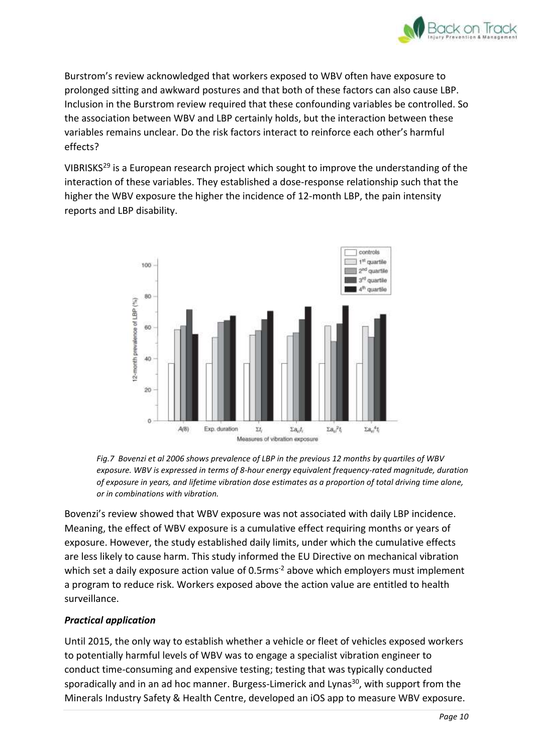Burstrom's review acknowledged that workers exposed to WBV often have exposure to prolonged sitting and awkward postures and that both of these factors can also cause LBP. Inclusion in the Burstrom review required that these confounding variables be controlled. So the association between WBV and LBP certainly holds, but the interaction between these variables remains unclear. Do the risk factors interact to reinforce each other's harmful effects?

VIBRISKS[29] is a European research project which sought to improve the understanding of the interaction of these variables. They established a dose-response relationship such that the higher the WBV exposure the higher the incidence of 12-month LBP, the pain intensity reports and LBP disability.

*Fig.7 Bovenzi et al 2006 shows prevalence of LBP in the previous 12 months by quartiles of WBV exposure. WBV is expressed in terms of 8-hour energy equivalent frequency-rated magnitude, duration of exposure in years, and lifetime vibration dose estimates as a proportion of total driving time alone, or in combinations with vibration.*

Bovenzi's review showed that WBV exposure was not associated with daily LBP incidence. Meaning, the effect of WBV exposure is a cumulative effect requiring months or years of exposure. However, the study established daily limits, under which the cumulative effects are less likely to cause harm. This study informed the EU Directive on mechanical vibration which set a daily exposure action value of $0.5rms^{-2}$ above which employers must implement a program to reduce risk. Workers exposed above the action value are entitled to health surveillance.

### *Practical application*

Until 2015, the only way to establish whether a vehicle or fleet of vehicles exposed workers to potentially harmful levels of WBV was to engage a specialist vibration engineer to conduct time-consuming and expensive testing; testing that was typically conducted sporadically and in an ad hoc manner. Burgess-Limerick and Lynas[30], with support from the Minerals Industry Safety & Health Centre, developed an iOS app to measure WBV exposure.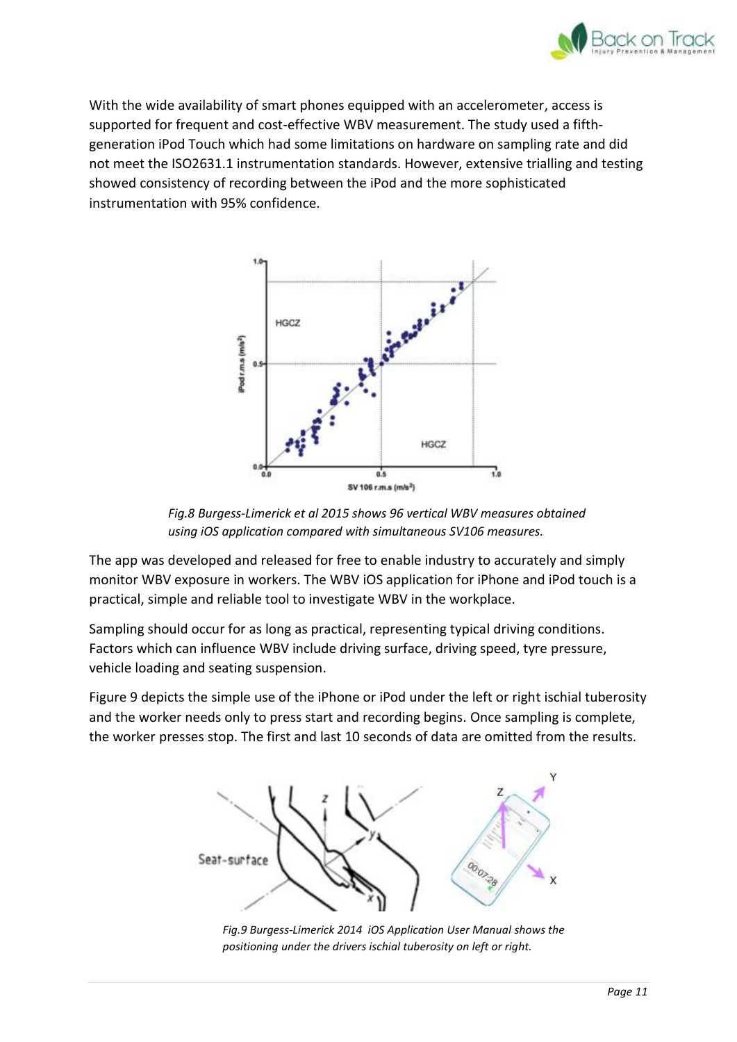With the wide availability of smart phones equipped with an accelerometer, access is supported for frequent and cost-effective WBV measurement. The study used a fifth-generation iPod Touch which had some limitations on hardware on sampling rate and did not meet the ISO2631.1 instrumentation standards. However, extensive trialling and testing showed consistency of recording between the iPod and the more sophisticated instrumentation with 95% confidence.

*Fig.8 Burgess-Limerick et al 2015 shows 96 vertical WBV measures obtained using iOS application compared with simultaneous SV106 measures.*

The app was developed and released for free to enable industry to accurately and simply monitor WBV exposure in workers. The WBV iOS application for iPhone and iPod touch is a practical, simple and reliable tool to investigate WBV in the workplace.

Sampling should occur for as long as practical, representing typical driving conditions. Factors which can influence WBV include driving surface, driving speed, tyre pressure, vehicle loading and seating suspension.

Figure 9 depicts the simple use of the iPhone or iPod under the left or right ischial tuberosity and the worker needs only to press start and recording begins. Once sampling is complete, the worker presses stop. The first and last 10 seconds of data are omitted from the results.

*Fig.9 Burgess-Limerick 2014 iOS Application User Manual shows the positioning under the drivers ischial tuberosity on left or right.*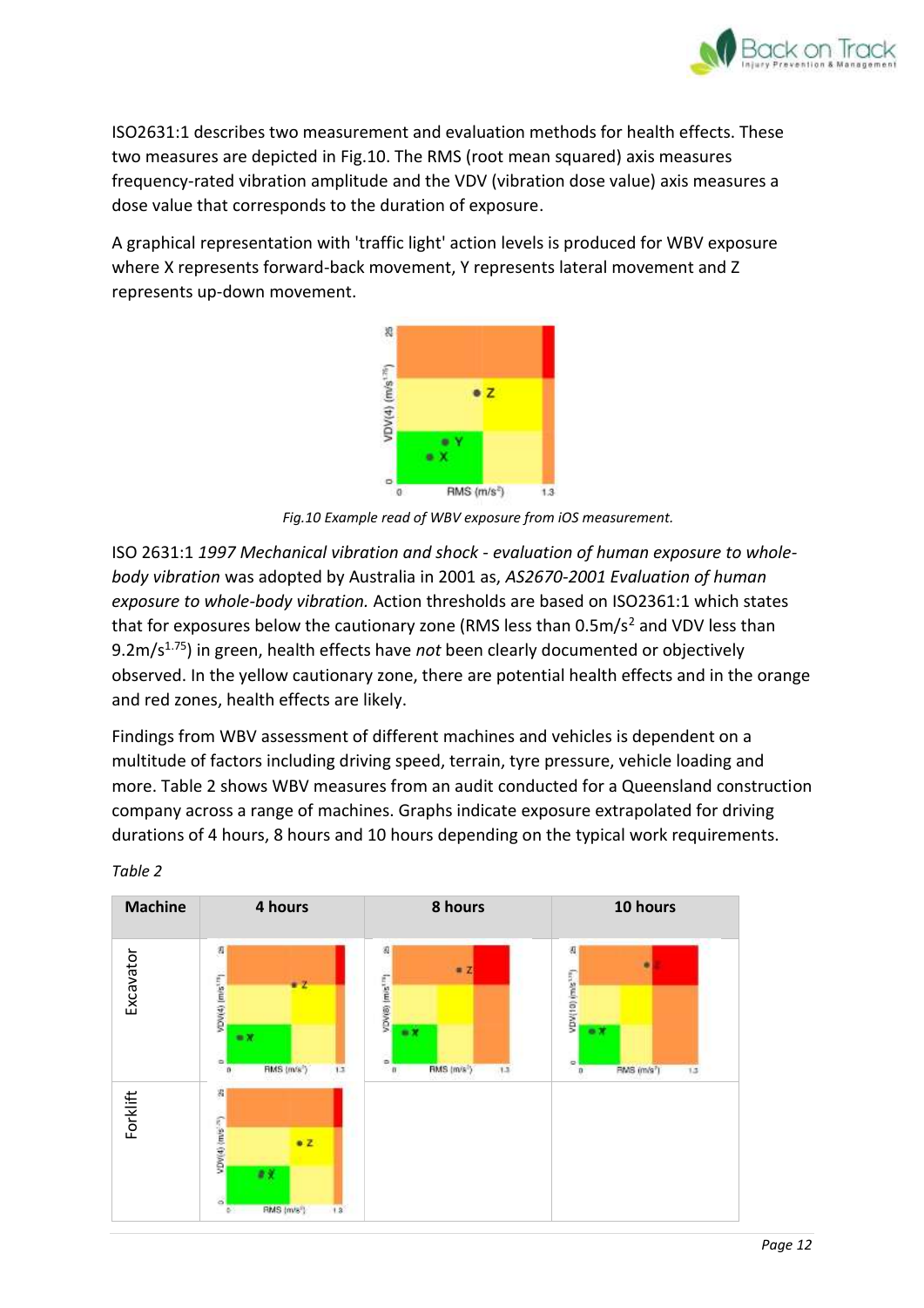ISO2631:1 describes two measurement and evaluation methods for health effects. These two measures are depicted in Fig.10. The RMS (root mean squared) axis measures frequency-rated vibration amplitude and the VDV (vibration dose value) axis measures a dose value that corresponds to the duration of exposure.

A graphical representation with 'traffic light' action levels is produced for WBV exposure where X represents forward-back movement, Y represents lateral movement and Z represents up-down movement.

*Fig.10 Example read of WBV exposure from iOS measurement.*

ISO 2631:1 *1997 Mechanical vibration and shock - evaluation of human exposure to whole-body vibration* was adopted by Australia in 2001 as, *AS2670-2001 Evaluation of human exposure to whole-body vibration.* Action thresholds are based on ISO2361:1 which states that for exposures below the cautionary zone (RMS less than $0.5 m/s^2$ and VDV less than $9.2 m/s^{1.75}$) in green, health effects have *not* been clearly documented or objectively observed. In the yellow cautionary zone, there are potential health effects and in the orange and red zones, health effects are likely.

Findings from WBV assessment of different machines and vehicles is dependent on a multitude of factors including driving speed, terrain, tyre pressure, vehicle loading and more. Table 2 shows WBV measures from an audit conducted for a Queensland construction company across a range of machines. Graphs indicate exposure extrapolated for driving durations of 4 hours, 8 hours and 10 hours depending on the typical work requirements.

*Table 2*

| Machine | 4 hours | 8 hours | 10 hours |
|---|---|---|---|
| Excavator | | | |
| Forklift | | | |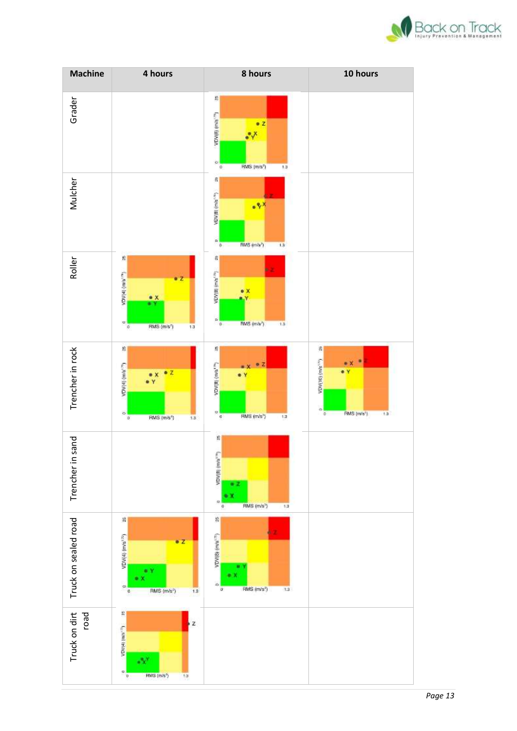| Machine | 4 hours | 8 hours | 10 hours |
|---|---|---|---|
| Grader | | VDV(8) (m/s^1.75) vs RMS (m/s²) chart: points Z, X, Y | |
| Mulcher | | VDV(8) (m/s^1.75) vs RMS (m/s²) chart: points Z, Y, X | |
| Roller | VDV(4) (m/s^1.75) vs RMS (m/s²) chart: points Z, X, Y | VDV(8) (m/s^1.75) vs RMS (m/s²) chart: points Z, X, Y | |
| Trencher in rock | VDV(4) (m/s^1.75) vs RMS (m/s²) chart: points X, Z, Y | VDV(8) (m/s^1.75) vs RMS (m/s²) chart: points X, Z, Y | VDV(10) (m/s^1.75) vs RMS (m/s²) chart: points X, Z, Y |
| Trencher in sand | | VDV(8) (m/s^1.75) vs RMS (m/s²) chart: points Z, X | |
| Truck on sealed road | VDV(4) (m/s^1.75) vs RMS (m/s²) chart: points Z, Y, X | VDV(8) (m/s^1.75) vs RMS (m/s²) chart: points Z, Y, X | |
| Truck on dirt road | VDV(4) (m/s^1.75) vs RMS (m/s²) chart: points Z, X, Y | | |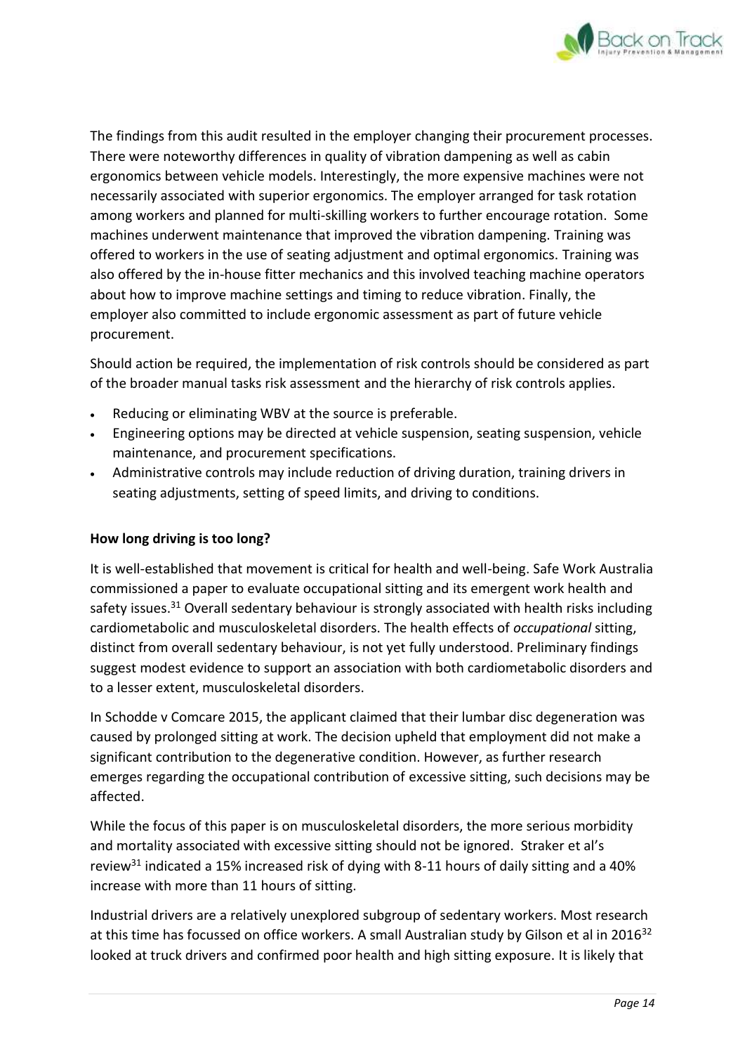The findings from this audit resulted in the employer changing their procurement processes. There were noteworthy differences in quality of vibration dampening as well as cabin ergonomics between vehicle models. Interestingly, the more expensive machines were not necessarily associated with superior ergonomics. The employer arranged for task rotation among workers and planned for multi-skilling workers to further encourage rotation. Some machines underwent maintenance that improved the vibration dampening. Training was offered to workers in the use of seating adjustment and optimal ergonomics. Training was also offered by the in-house fitter mechanics and this involved teaching machine operators about how to improve machine settings and timing to reduce vibration. Finally, the employer also committed to include ergonomic assessment as part of future vehicle procurement.

Should action be required, the implementation of risk controls should be considered as part of the broader manual tasks risk assessment and the hierarchy of risk controls applies.

- Reducing or eliminating WBV at the source is preferable.
- Engineering options may be directed at vehicle suspension, seating suspension, vehicle maintenance, and procurement specifications.
- Administrative controls may include reduction of driving duration, training drivers in seating adjustments, setting of speed limits, and driving to conditions.

**How long driving is too long?**

It is well-established that movement is critical for health and well-being. Safe Work Australia commissioned a paper to evaluate occupational sitting and its emergent work health and safety issues.[31] Overall sedentary behaviour is strongly associated with health risks including cardiometabolic and musculoskeletal disorders. The health effects of *occupational* sitting, distinct from overall sedentary behaviour, is not yet fully understood. Preliminary findings suggest modest evidence to support an association with both cardiometabolic disorders and to a lesser extent, musculoskeletal disorders.

In Schodde v Comcare 2015, the applicant claimed that their lumbar disc degeneration was caused by prolonged sitting at work. The decision upheld that employment did not make a significant contribution to the degenerative condition. However, as further research emerges regarding the occupational contribution of excessive sitting, such decisions may be affected.

While the focus of this paper is on musculoskeletal disorders, the more serious morbidity and mortality associated with excessive sitting should not be ignored. Straker et al's review[31] indicated a 15% increased risk of dying with 8-11 hours of daily sitting and a 40% increase with more than 11 hours of sitting.

Industrial drivers are a relatively unexplored subgroup of sedentary workers. Most research at this time has focussed on office workers. A small Australian study by Gilson et al in 2016[32] looked at truck drivers and confirmed poor health and high sitting exposure. It is likely that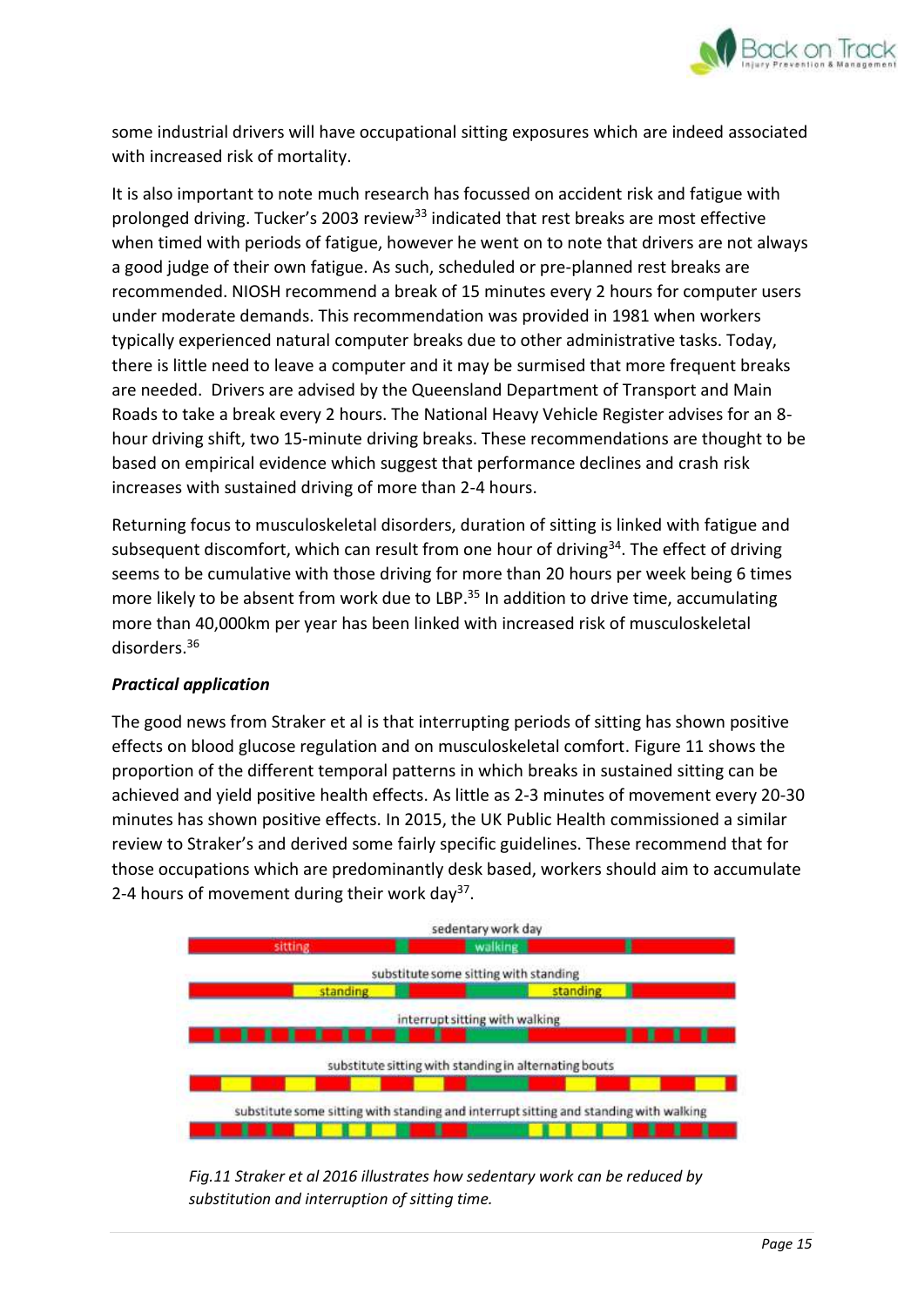some industrial drivers will have occupational sitting exposures which are indeed associated with increased risk of mortality.

It is also important to note much research has focussed on accident risk and fatigue with prolonged driving. Tucker's 2003 review[33] indicated that rest breaks are most effective when timed with periods of fatigue, however he went on to note that drivers are not always a good judge of their own fatigue. As such, scheduled or pre-planned rest breaks are recommended. NIOSH recommend a break of 15 minutes every 2 hours for computer users under moderate demands. This recommendation was provided in 1981 when workers typically experienced natural computer breaks due to other administrative tasks. Today, there is little need to leave a computer and it may be surmised that more frequent breaks are needed. Drivers are advised by the Queensland Department of Transport and Main Roads to take a break every 2 hours. The National Heavy Vehicle Register advises for an 8-hour driving shift, two 15-minute driving breaks. These recommendations are thought to be based on empirical evidence which suggest that performance declines and crash risk increases with sustained driving of more than 2-4 hours.

Returning focus to musculoskeletal disorders, duration of sitting is linked with fatigue and subsequent discomfort, which can result from one hour of driving[34]. The effect of driving seems to be cumulative with those driving for more than 20 hours per week being 6 times more likely to be absent from work due to LBP.[35] In addition to drive time, accumulating more than 40,000km per year has been linked with increased risk of musculoskeletal disorders.[36]

***Practical application***

The good news from Straker et al is that interrupting periods of sitting has shown positive effects on blood glucose regulation and on musculoskeletal comfort. Figure 11 shows the proportion of the different temporal patterns in which breaks in sustained sitting can be achieved and yield positive health effects. As little as 2-3 minutes of movement every 20-30 minutes has shown positive effects. In 2015, the UK Public Health commissioned a similar review to Straker's and derived some fairly specific guidelines. These recommend that for those occupations which are predominantly desk based, workers should aim to accumulate 2-4 hours of movement during their work day[37].

sedentary work day — sitting — walking

substitute some sitting with standing — standing — standing

interrupt sitting with walking

substitute sitting with standing in alternating bouts

substitute some sitting with standing and interrupt sitting and standing with walking

*Fig.11 Straker et al 2016 illustrates how sedentary work can be reduced by substitution and interruption of sitting time.*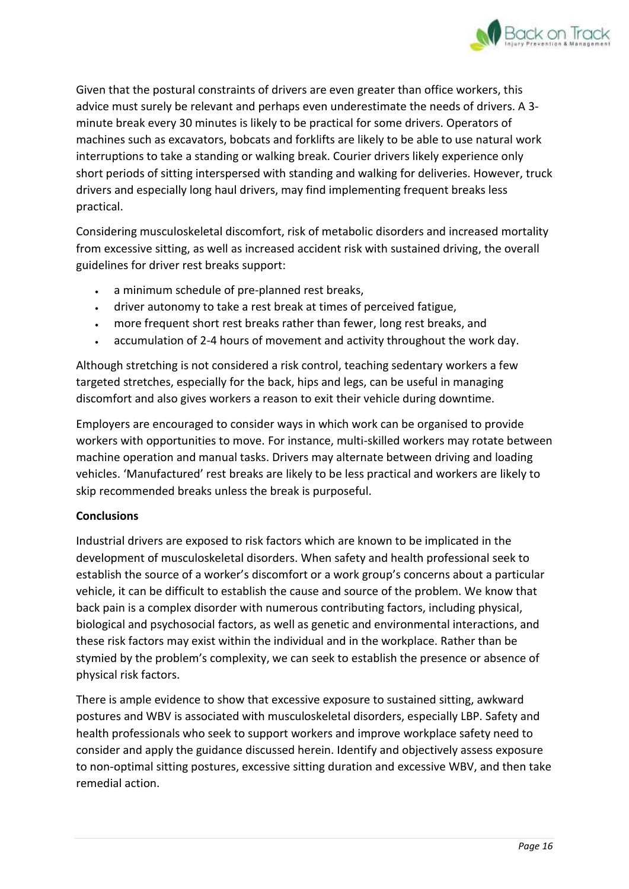Given that the postural constraints of drivers are even greater than office workers, this advice must surely be relevant and perhaps even underestimate the needs of drivers. A 3-minute break every 30 minutes is likely to be practical for some drivers. Operators of machines such as excavators, bobcats and forklifts are likely to be able to use natural work interruptions to take a standing or walking break. Courier drivers likely experience only short periods of sitting interspersed with standing and walking for deliveries. However, truck drivers and especially long haul drivers, may find implementing frequent breaks less practical.

Considering musculoskeletal discomfort, risk of metabolic disorders and increased mortality from excessive sitting, as well as increased accident risk with sustained driving, the overall guidelines for driver rest breaks support:

- a minimum schedule of pre-planned rest breaks,
- driver autonomy to take a rest break at times of perceived fatigue,
- more frequent short rest breaks rather than fewer, long rest breaks, and
- accumulation of 2-4 hours of movement and activity throughout the work day.

Although stretching is not considered a risk control, teaching sedentary workers a few targeted stretches, especially for the back, hips and legs, can be useful in managing discomfort and also gives workers a reason to exit their vehicle during downtime.

Employers are encouraged to consider ways in which work can be organised to provide workers with opportunities to move. For instance, multi-skilled workers may rotate between machine operation and manual tasks. Drivers may alternate between driving and loading vehicles. 'Manufactured' rest breaks are likely to be less practical and workers are likely to skip recommended breaks unless the break is purposeful.

**Conclusions**

Industrial drivers are exposed to risk factors which are known to be implicated in the development of musculoskeletal disorders. When safety and health professional seek to establish the source of a worker's discomfort or a work group's concerns about a particular vehicle, it can be difficult to establish the cause and source of the problem. We know that back pain is a complex disorder with numerous contributing factors, including physical, biological and psychosocial factors, as well as genetic and environmental interactions, and these risk factors may exist within the individual and in the workplace. Rather than be stymied by the problem's complexity, we can seek to establish the presence or absence of physical risk factors.

There is ample evidence to show that excessive exposure to sustained sitting, awkward postures and WBV is associated with musculoskeletal disorders, especially LBP. Safety and health professionals who seek to support workers and improve workplace safety need to consider and apply the guidance discussed herein. Identify and objectively assess exposure to non-optimal sitting postures, excessive sitting duration and excessive WBV, and then take remedial action.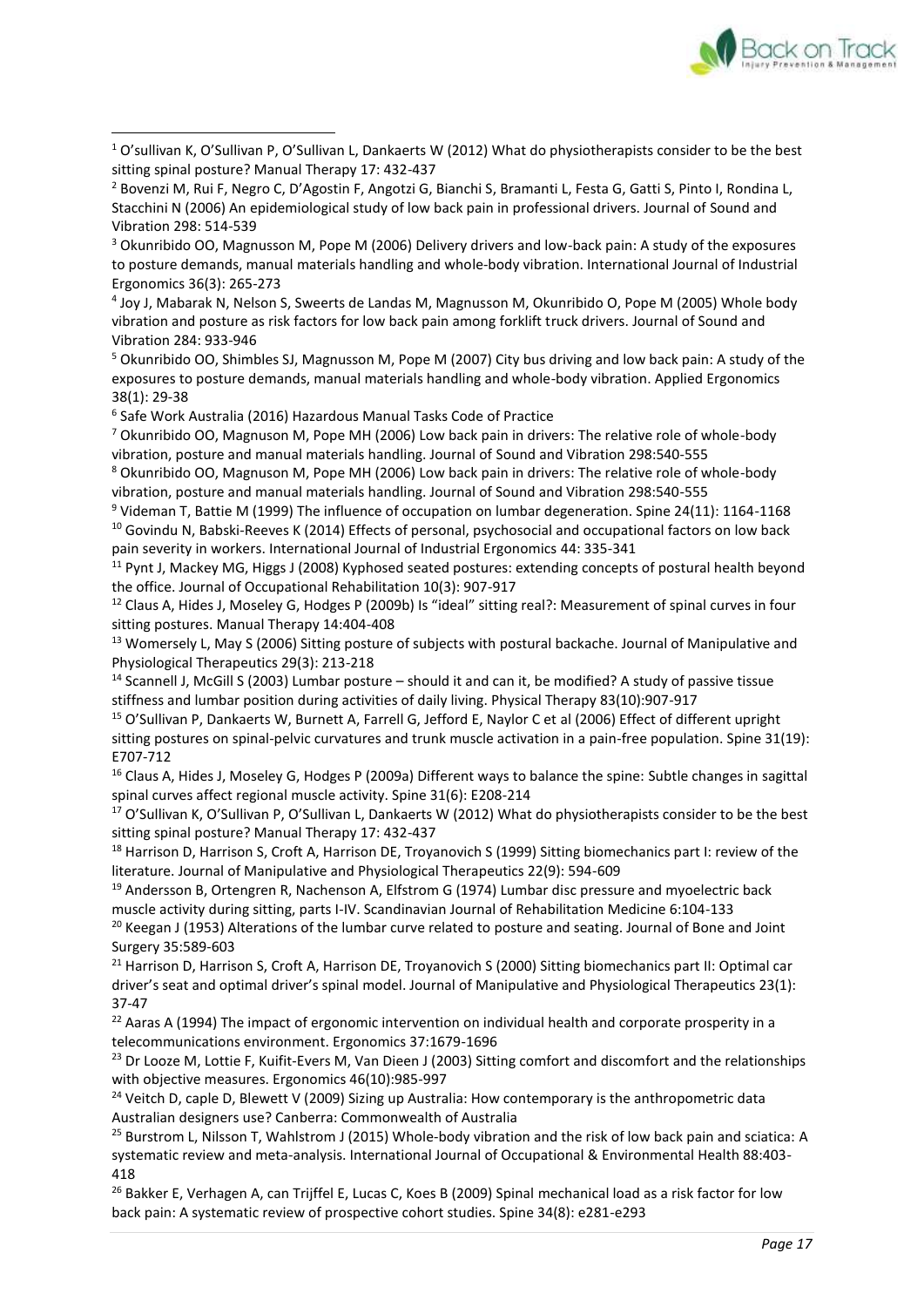[1] O'sullivan K, O'Sullivan P, O'Sullivan L, Dankaerts W (2012) What do physiotherapists consider to be the best sitting spinal posture? Manual Therapy 17: 432-437

[2] Bovenzi M, Rui F, Negro C, D'Agostin F, Angotzi G, Bianchi S, Bramanti L, Festa G, Gatti S, Pinto I, Rondina L, Stacchini N (2006) An epidemiological study of low back pain in professional drivers. Journal of Sound and Vibration 298: 514-539

[3] Okunribido OO, Magnusson M, Pope M (2006) Delivery drivers and low-back pain: A study of the exposures to posture demands, manual materials handling and whole-body vibration. International Journal of Industrial Ergonomics 36(3): 265-273

[4] Joy J, Mabarak N, Nelson S, Sweerts de Landas M, Magnusson M, Okunribido O, Pope M (2005) Whole body vibration and posture as risk factors for low back pain among forklift truck drivers. Journal of Sound and Vibration 284: 933-946

[5] Okunribido OO, Shimbles SJ, Magnusson M, Pope M (2007) City bus driving and low back pain: A study of the exposures to posture demands, manual materials handling and whole-body vibration. Applied Ergonomics 38(1): 29-38

[6] Safe Work Australia (2016) Hazardous Manual Tasks Code of Practice

[7] Okunribido OO, Magnuson M, Pope MH (2006) Low back pain in drivers: The relative role of whole-body vibration, posture and manual materials handling. Journal of Sound and Vibration 298:540-555

[8] Okunribido OO, Magnuson M, Pope MH (2006) Low back pain in drivers: The relative role of whole-body vibration, posture and manual materials handling. Journal of Sound and Vibration 298:540-555

[9] Videman T, Battie M (1999) The influence of occupation on lumbar degeneration. Spine 24(11): 1164-1168

[10] Govindu N, Babski-Reeves K (2014) Effects of personal, psychosocial and occupational factors on low back pain severity in workers. International Journal of Industrial Ergonomics 44: 335-341

[11] Pynt J, Mackey MG, Higgs J (2008) Kyphosed seated postures: extending concepts of postural health beyond the office. Journal of Occupational Rehabilitation 10(3): 907-917

[12] Claus A, Hides J, Moseley G, Hodges P (2009b) Is "ideal" sitting real?: Measurement of spinal curves in four sitting postures. Manual Therapy 14:404-408

[13] Womersely L, May S (2006) Sitting posture of subjects with postural backache. Journal of Manipulative and Physiological Therapeutics 29(3): 213-218

[14] Scannell J, McGill S (2003) Lumbar posture – should it and can it, be modified? A study of passive tissue stiffness and lumbar position during activities of daily living. Physical Therapy 83(10):907-917

[15] O'Sullivan P, Dankaerts W, Burnett A, Farrell G, Jefford E, Naylor C et al (2006) Effect of different upright sitting postures on spinal-pelvic curvatures and trunk muscle activation in a pain-free population. Spine 31(19): E707-712

[16] Claus A, Hides J, Moseley G, Hodges P (2009a) Different ways to balance the spine: Subtle changes in sagittal spinal curves affect regional muscle activity. Spine 31(6): E208-214

[17] O'Sullivan K, O'Sullivan P, O'Sullivan L, Dankaerts W (2012) What do physiotherapists consider to be the best sitting spinal posture? Manual Therapy 17: 432-437

[18] Harrison D, Harrison S, Croft A, Harrison DE, Troyanovich S (1999) Sitting biomechanics part I: review of the literature. Journal of Manipulative and Physiological Therapeutics 22(9): 594-609

[19] Andersson B, Ortengren R, Nachenson A, Elfstrom G (1974) Lumbar disc pressure and myoelectric back muscle activity during sitting, parts I-IV. Scandinavian Journal of Rehabilitation Medicine 6:104-133

[20] Keegan J (1953) Alterations of the lumbar curve related to posture and seating. Journal of Bone and Joint Surgery 35:589-603

[21] Harrison D, Harrison S, Croft A, Harrison DE, Troyanovich S (2000) Sitting biomechanics part II: Optimal car driver's seat and optimal driver's spinal model. Journal of Manipulative and Physiological Therapeutics 23(1): 37-47

[22] Aaras A (1994) The impact of ergonomic intervention on individual health and corporate prosperity in a telecommunications environment. Ergonomics 37:1679-1696

[23] Dr Looze M, Lottie F, Kuifit-Evers M, Van Dieen J (2003) Sitting comfort and discomfort and the relationships with objective measures. Ergonomics 46(10):985-997

[24] Veitch D, caple D, Blewett V (2009) Sizing up Australia: How contemporary is the anthropometric data Australian designers use? Canberra: Commonwealth of Australia

[25] Burstrom L, Nilsson T, Wahlstrom J (2015) Whole-body vibration and the risk of low back pain and sciatica: A systematic review and meta-analysis. International Journal of Occupational & Environmental Health 88:403-418

[26] Bakker E, Verhagen A, can Trijffel E, Lucas C, Koes B (2009) Spinal mechanical load as a risk factor for low back pain: A systematic review of prospective cohort studies. Spine 34(8): e281-e293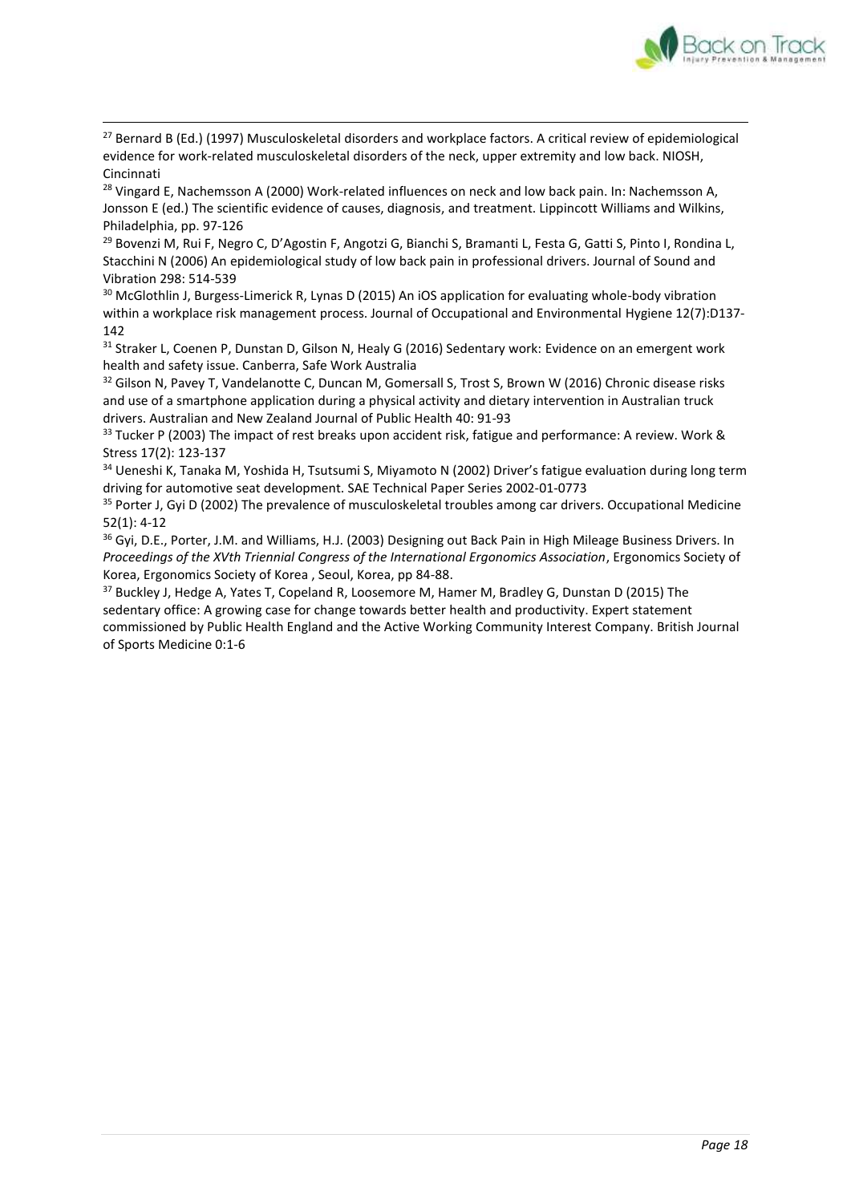[27] Bernard B (Ed.) (1997) Musculoskeletal disorders and workplace factors. A critical review of epidemiological evidence for work-related musculoskeletal disorders of the neck, upper extremity and low back. NIOSH, Cincinnati

[28] Vingard E, Nachemsson A (2000) Work-related influences on neck and low back pain. In: Nachemsson A, Jonsson E (ed.) The scientific evidence of causes, diagnosis, and treatment. Lippincott Williams and Wilkins, Philadelphia, pp. 97-126

[29] Bovenzi M, Rui F, Negro C, D'Agostin F, Angotzi G, Bianchi S, Bramanti L, Festa G, Gatti S, Pinto I, Rondina L, Stacchini N (2006) An epidemiological study of low back pain in professional drivers. Journal of Sound and Vibration 298: 514-539

[30] McGlothlin J, Burgess-Limerick R, Lynas D (2015) An iOS application for evaluating whole-body vibration within a workplace risk management process. Journal of Occupational and Environmental Hygiene 12(7):D137-142

[31] Straker L, Coenen P, Dunstan D, Gilson N, Healy G (2016) Sedentary work: Evidence on an emergent work health and safety issue. Canberra, Safe Work Australia

[32] Gilson N, Pavey T, Vandelanotte C, Duncan M, Gomersall S, Trost S, Brown W (2016) Chronic disease risks and use of a smartphone application during a physical activity and dietary intervention in Australian truck drivers. Australian and New Zealand Journal of Public Health 40: 91-93

[33] Tucker P (2003) The impact of rest breaks upon accident risk, fatigue and performance: A review. Work & Stress 17(2): 123-137

[34] Ueneshi K, Tanaka M, Yoshida H, Tsutsumi S, Miyamoto N (2002) Driver's fatigue evaluation during long term driving for automotive seat development. SAE Technical Paper Series 2002-01-0773

[35] Porter J, Gyi D (2002) The prevalence of musculoskeletal troubles among car drivers. Occupational Medicine 52(1): 4-12

[36] Gyi, D.E., Porter, J.M. and Williams, H.J. (2003) Designing out Back Pain in High Mileage Business Drivers. In *Proceedings of the XVth Triennial Congress of the International Ergonomics Association*, Ergonomics Society of Korea, Ergonomics Society of Korea , Seoul, Korea, pp 84-88.

[37] Buckley J, Hedge A, Yates T, Copeland R, Loosemore M, Hamer M, Bradley G, Dunstan D (2015) The sedentary office: A growing case for change towards better health and productivity. Expert statement commissioned by Public Health England and the Active Working Community Interest Company. British Journal of Sports Medicine 0:1-6